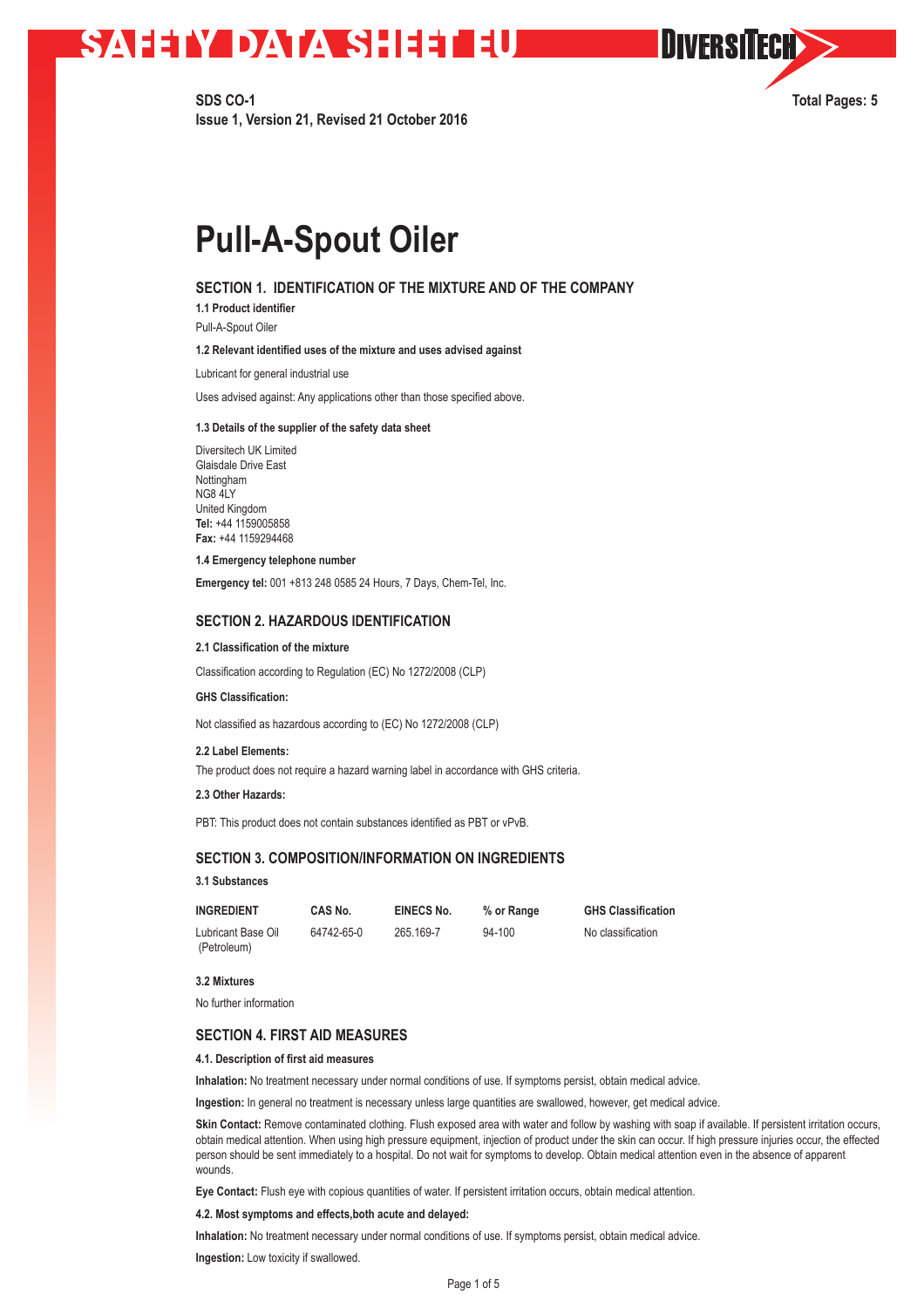# SAFETY DATA SHEET EU

**DIVERSITECH**

**SDS CO-1**
**Issue 1, Version 21, Revised 21 October 2016**

**Total Pages: 5**

# Pull-A-Spout Oiler

## SECTION 1. IDENTIFICATION OF THE MIXTURE AND OF THE COMPANY

**1.1 Product identifier**

Pull-A-Spout Oiler

**1.2 Relevant identified uses of the mixture and uses advised against**

Lubricant for general industrial use

Uses advised against: Any applications other than those specified above.

**1.3 Details of the supplier of the safety data sheet**

Diversitech UK Limited
Glaisdale Drive East
Nottingham
NG8 4LY
United Kingdom
**Tel:** +44 1159005858
**Fax:** +44 1159294468

**1.4 Emergency telephone number**

**Emergency tel:** 001 +813 248 0585 24 Hours, 7 Days, Chem-Tel, Inc.

## SECTION 2. HAZARDOUS IDENTIFICATION

**2.1 Classification of the mixture**

Classification according to Regulation (EC) No 1272/2008 (CLP)

**GHS Classification:**

Not classified as hazardous according to (EC) No 1272/2008 (CLP)

**2.2 Label Elements:**

The product does not require a hazard warning label in accordance with GHS criteria.

**2.3 Other Hazards:**

PBT: This product does not contain substances identified as PBT or vPvB.

## SECTION 3. COMPOSITION/INFORMATION ON INGREDIENTS

**3.1 Substances**

| INGREDIENT | CAS No. | EINECS No. | % or Range | GHS Classification |
|---|---|---|---|---|
| Lubricant Base Oil (Petroleum) | 64742-65-0 | 265.169-7 | 94-100 | No classification |

**3.2 Mixtures**

No further information

## SECTION 4. FIRST AID MEASURES

**4.1. Description of first aid measures**

**Inhalation:** No treatment necessary under normal conditions of use. If symptoms persist, obtain medical advice.

**Ingestion:** In general no treatment is necessary unless large quantities are swallowed, however, get medical advice.

**Skin Contact:** Remove contaminated clothing. Flush exposed area with water and follow by washing with soap if available. If persistent irritation occurs, obtain medical attention. When using high pressure equipment, injection of product under the skin can occur. If high pressure injuries occur, the effected person should be sent immediately to a hospital. Do not wait for symptoms to develop. Obtain medical attention even in the absence of apparent wounds.

**Eye Contact:** Flush eye with copious quantities of water. If persistent irritation occurs, obtain medical attention.

**4.2. Most symptoms and effects,both acute and delayed:**

**Inhalation:** No treatment necessary under normal conditions of use. If symptoms persist, obtain medical advice.

**Ingestion:** Low toxicity if swallowed.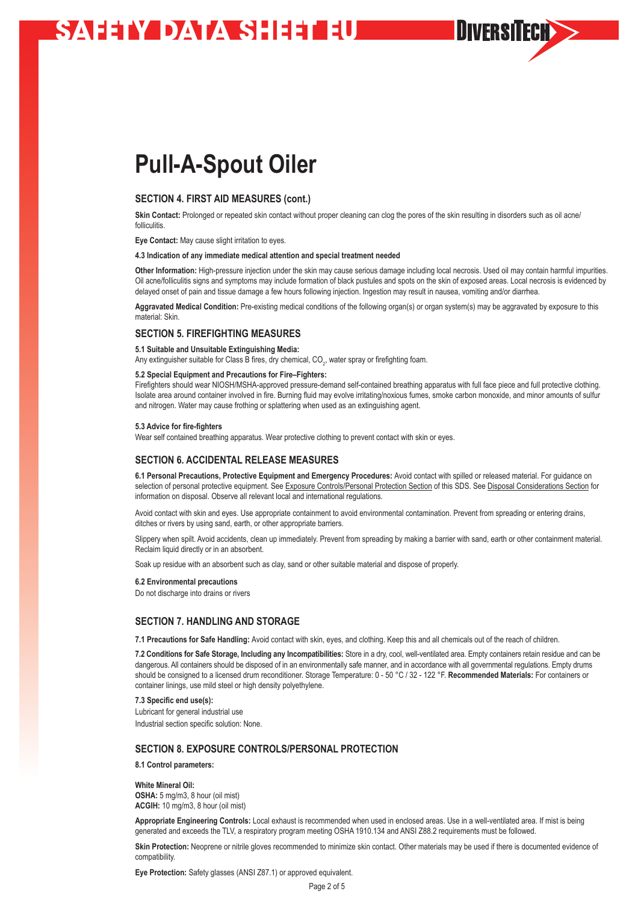# Pull-A-Spout Oiler

## SECTION 4. FIRST AID MEASURES (cont.)

**Skin Contact:** Prolonged or repeated skin contact without proper cleaning can clog the pores of the skin resulting in disorders such as oil acne/ folliculitis.

**Eye Contact:** May cause slight irritation to eyes.

**4.3 Indication of any immediate medical attention and special treatment needed**

**Other Information:** High-pressure injection under the skin may cause serious damage including local necrosis. Used oil may contain harmful impurities. Oil acne/folliculitis signs and symptoms may include formation of black pustules and spots on the skin of exposed areas. Local necrosis is evidenced by delayed onset of pain and tissue damage a few hours following injection. Ingestion may result in nausea, vomiting and/or diarrhea.

**Aggravated Medical Condition:** Pre-existing medical conditions of the following organ(s) or organ system(s) may be aggravated by exposure to this material: Skin.

## SECTION 5. FIREFIGHTING MEASURES

**5.1 Suitable and Unsuitable Extinguishing Media:**
Any extinguisher suitable for Class B fires, dry chemical, $CO_2$, water spray or firefighting foam.

**5.2 Special Equipment and Precautions for Fire–Fighters:**
Firefighters should wear NIOSH/MSHA-approved pressure-demand self-contained breathing apparatus with full face piece and full protective clothing. Isolate area around container involved in fire. Burning fluid may evolve irritating/noxious fumes, smoke carbon monoxide, and minor amounts of sulfur and nitrogen. Water may cause frothing or splattering when used as an extinguishing agent.

**5.3 Advice for fire-fighters**
Wear self contained breathing apparatus. Wear protective clothing to prevent contact with skin or eyes.

## SECTION 6. ACCIDENTAL RELEASE MEASURES

**6.1 Personal Precautions, Protective Equipment and Emergency Procedures:** Avoid contact with spilled or released material. For guidance on selection of personal protective equipment. See Exposure Controls/Personal Protection Section of this SDS. See Disposal Considerations Section for information on disposal. Observe all relevant local and international regulations.

Avoid contact with skin and eyes. Use appropriate containment to avoid environmental contamination. Prevent from spreading or entering drains, ditches or rivers by using sand, earth, or other appropriate barriers.

Slippery when spilt. Avoid accidents, clean up immediately. Prevent from spreading by making a barrier with sand, earth or other containment material. Reclaim liquid directly or in an absorbent.

Soak up residue with an absorbent such as clay, sand or other suitable material and dispose of properly.

**6.2 Environmental precautions**
Do not discharge into drains or rivers

## SECTION 7. HANDLING AND STORAGE

**7.1 Precautions for Safe Handling:** Avoid contact with skin, eyes, and clothing. Keep this and all chemicals out of the reach of children.

**7.2 Conditions for Safe Storage, Including any Incompatibilities:** Store in a dry, cool, well-ventilated area. Empty containers retain residue and can be dangerous. All containers should be disposed of in an environmentally safe manner, and in accordance with all governmental regulations. Empty drums should be consigned to a licensed drum reconditioner. Storage Temperature: 0 - 50 °C / 32 - 122 °F. **Recommended Materials:** For containers or container linings, use mild steel or high density polyethylene.

**7.3 Specific end use(s):**
Lubricant for general industrial use
Industrial section specific solution: None.

## SECTION 8. EXPOSURE CONTROLS/PERSONAL PROTECTION

**8.1 Control parameters:**

**White Mineral Oil:**
**OSHA:** 5 mg/m3, 8 hour (oil mist)
**ACGIH:** 10 mg/m3, 8 hour (oil mist)

**Appropriate Engineering Controls:** Local exhaust is recommended when used in enclosed areas. Use in a well-ventilated area. If mist is being generated and exceeds the TLV, a respiratory program meeting OSHA 1910.134 and ANSI Z88.2 requirements must be followed.

**Skin Protection:** Neoprene or nitrile gloves recommended to minimize skin contact. Other materials may be used if there is documented evidence of compatibility.

**Eye Protection:** Safety glasses (ANSI Z87.1) or approved equivalent.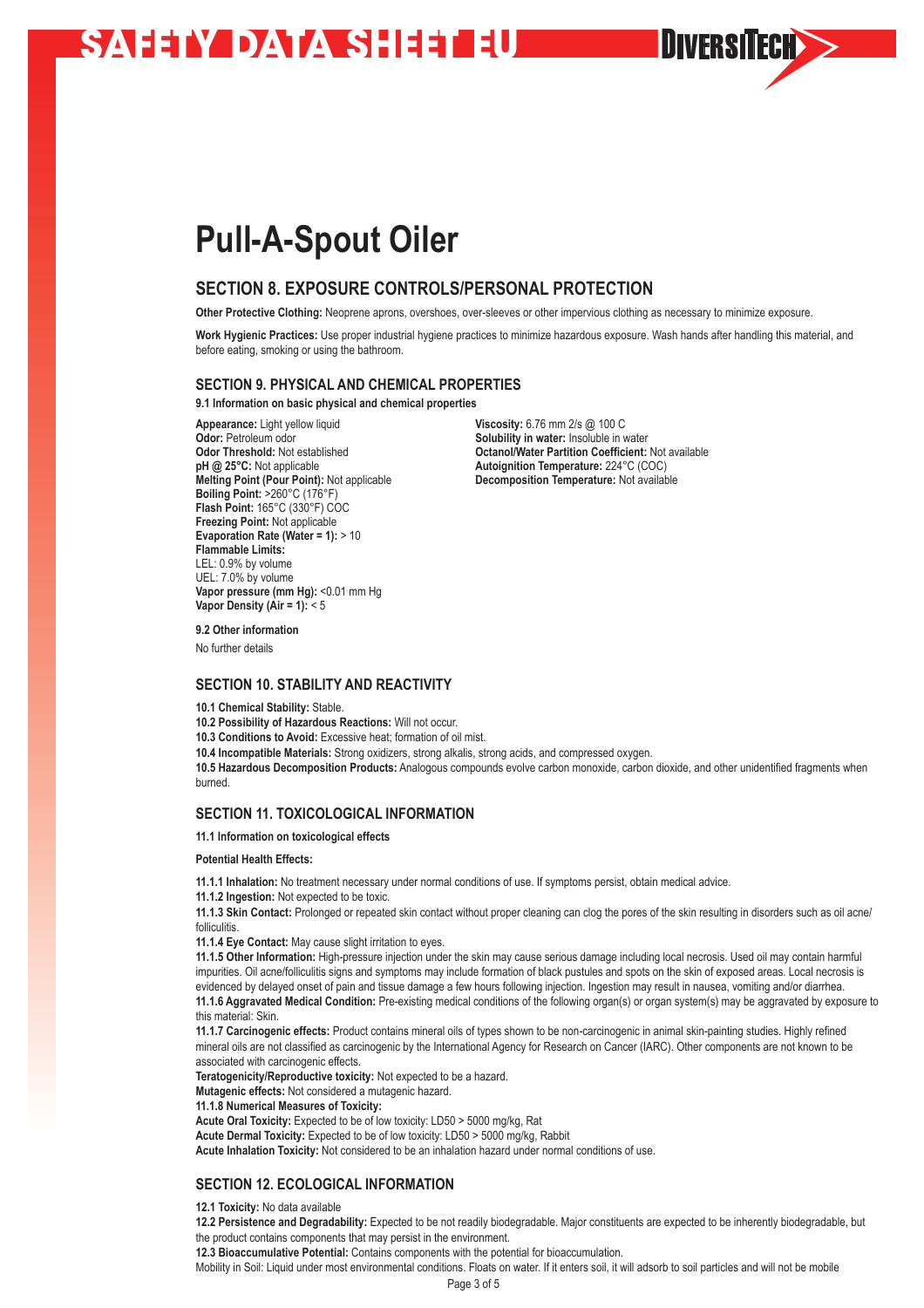# Pull-A-Spout Oiler

## SECTION 8. EXPOSURE CONTROLS/PERSONAL PROTECTION

**Other Protective Clothing:** Neoprene aprons, overshoes, over-sleeves or other impervious clothing as necessary to minimize exposure.

**Work Hygienic Practices:** Use proper industrial hygiene practices to minimize hazardous exposure. Wash hands after handling this material, and before eating, smoking or using the bathroom.

### SECTION 9. PHYSICAL AND CHEMICAL PROPERTIES

**9.1 Information on basic physical and chemical properties**

**Appearance:** Light yellow liquid
**Odor:** Petroleum odor
**Odor Threshold:** Not established
**pH @ 25°C:** Not applicable
**Melting Point (Pour Point):** Not applicable
**Boiling Point:** >260°C (176°F)
**Flash Point:** 165°C (330°F) COC
**Freezing Point:** Not applicable
**Evaporation Rate (Water = 1):** > 10
**Flammable Limits:**
LEL: 0.9% by volume
UEL: 7.0% by volume
**Vapor pressure (mm Hg):** <0.01 mm Hg
**Vapor Density (Air = 1):** < 5
**Viscosity:** 6.76 mm 2/s @ 100 C
**Solubility in water:** Insoluble in water
**Octanol/Water Partition Coefficient:** Not available
**Autoignition Temperature:** 224°C (COC)
**Decomposition Temperature:** Not available

**9.2 Other information**

No further details

### SECTION 10. STABILITY AND REACTIVITY

**10.1 Chemical Stability:** Stable.
**10.2 Possibility of Hazardous Reactions:** Will not occur.
**10.3 Conditions to Avoid:** Excessive heat; formation of oil mist.
**10.4 Incompatible Materials:** Strong oxidizers, strong alkalis, strong acids, and compressed oxygen.
**10.5 Hazardous Decomposition Products:** Analogous compounds evolve carbon monoxide, carbon dioxide, and other unidentified fragments when burned.

### SECTION 11. TOXICOLOGICAL INFORMATION

**11.1 Information on toxicological effects**

**Potential Health Effects:**

**11.1.1 Inhalation:** No treatment necessary under normal conditions of use. If symptoms persist, obtain medical advice.
**11.1.2 Ingestion:** Not expected to be toxic.
**11.1.3 Skin Contact:** Prolonged or repeated skin contact without proper cleaning can clog the pores of the skin resulting in disorders such as oil acne/folliculitis.
**11.1.4 Eye Contact:** May cause slight irritation to eyes.
**11.1.5 Other Information:** High-pressure injection under the skin may cause serious damage including local necrosis. Used oil may contain harmful impurities. Oil acne/folliculitis signs and symptoms may include formation of black pustules and spots on the skin of exposed areas. Local necrosis is evidenced by delayed onset of pain and tissue damage a few hours following injection. Ingestion may result in nausea, vomiting and/or diarrhea.
**11.1.6 Aggravated Medical Condition:** Pre-existing medical conditions of the following organ(s) or organ system(s) may be aggravated by exposure to this material: Skin.
**11.1.7 Carcinogenic effects:** Product contains mineral oils of types shown to be non-carcinogenic in animal skin-painting studies. Highly refined mineral oils are not classified as carcinogenic by the International Agency for Research on Cancer (IARC). Other components are not known to be associated with carcinogenic effects.
**Teratogenicity/Reproductive toxicity:** Not expected to be a hazard.
**Mutagenic effects:** Not considered a mutagenic hazard.
**11.1.8 Numerical Measures of Toxicity:**
**Acute Oral Toxicity:** Expected to be of low toxicity: LD50 > 5000 mg/kg, Rat
**Acute Dermal Toxicity:** Expected to be of low toxicity: LD50 > 5000 mg/kg, Rabbit
**Acute Inhalation Toxicity:** Not considered to be an inhalation hazard under normal conditions of use.

### SECTION 12. ECOLOGICAL INFORMATION

**12.1 Toxicity:** No data available
**12.2 Persistence and Degradability:** Expected to be not readily biodegradable. Major constituents are expected to be inherently biodegradable, but the product contains components that may persist in the environment.
**12.3 Bioaccumulative Potential:** Contains components with the potential for bioaccumulation.
Mobility in Soil: Liquid under most environmental conditions. Floats on water. If it enters soil, it will adsorb to soil particles and will not be mobile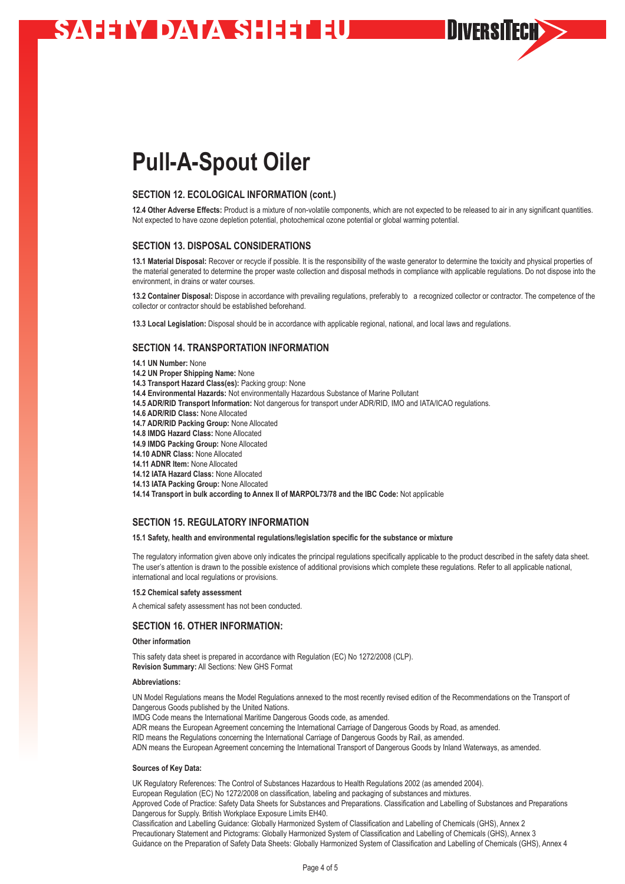# Pull-A-Spout Oiler

## SECTION 12. ECOLOGICAL INFORMATION (cont.)

**12.4 Other Adverse Effects:** Product is a mixture of non-volatile components, which are not expected to be released to air in any significant quantities. Not expected to have ozone depletion potential, photochemical ozone potential or global warming potential.

## SECTION 13. DISPOSAL CONSIDERATIONS

**13.1 Material Disposal:** Recover or recycle if possible. It is the responsibility of the waste generator to determine the toxicity and physical properties of the material generated to determine the proper waste collection and disposal methods in compliance with applicable regulations. Do not dispose into the environment, in drains or water courses.

**13.2 Container Disposal:** Dispose in accordance with prevailing regulations, preferably to a recognized collector or contractor. The competence of the collector or contractor should be established beforehand.

**13.3 Local Legislation:** Disposal should be in accordance with applicable regional, national, and local laws and regulations.

## SECTION 14. TRANSPORTATION INFORMATION

**14.1 UN Number:** None
**14.2 UN Proper Shipping Name:** None
**14.3 Transport Hazard Class(es):** Packing group: None
**14.4 Environmental Hazards:** Not environmentally Hazardous Substance of Marine Pollutant
**14.5 ADR/RID Transport Information:** Not dangerous for transport under ADR/RID, IMO and IATA/ICAO regulations.
**14.6 ADR/RID Class:** None Allocated
**14.7 ADR/RID Packing Group:** None Allocated
**14.8 IMDG Hazard Class:** None Allocated
**14.9 IMDG Packing Group:** None Allocated
**14.10 ADNR Class:** None Allocated
**14.11 ADNR Item:** None Allocated
**14.12 IATA Hazard Class:** None Allocated
**14.13 IATA Packing Group:** None Allocated
**14.14 Transport in bulk according to Annex II of MARPOL73/78 and the IBC Code:** Not applicable

## SECTION 15. REGULATORY INFORMATION

**15.1 Safety, health and environmental regulations/legislation specific for the substance or mixture**

The regulatory information given above only indicates the principal regulations specifically applicable to the product described in the safety data sheet. The user's attention is drawn to the possible existence of additional provisions which complete these regulations. Refer to all applicable national, international and local regulations or provisions.

**15.2 Chemical safety assessment**

A chemical safety assessment has not been conducted.

## SECTION 16. OTHER INFORMATION:

**Other information**

This safety data sheet is prepared in accordance with Regulation (EC) No 1272/2008 (CLP).
**Revision Summary:** All Sections: New GHS Format

**Abbreviations:**

UN Model Regulations means the Model Regulations annexed to the most recently revised edition of the Recommendations on the Transport of Dangerous Goods published by the United Nations.
IMDG Code means the International Maritime Dangerous Goods code, as amended.
ADR means the European Agreement concerning the International Carriage of Dangerous Goods by Road, as amended.
RID means the Regulations concerning the International Carriage of Dangerous Goods by Rail, as amended.
ADN means the European Agreement concerning the International Transport of Dangerous Goods by Inland Waterways, as amended.

**Sources of Key Data:**

UK Regulatory References: The Control of Substances Hazardous to Health Regulations 2002 (as amended 2004).
European Regulation (EC) No 1272/2008 on classification, labeling and packaging of substances and mixtures.
Approved Code of Practice: Safety Data Sheets for Substances and Preparations. Classification and Labelling of Substances and Preparations Dangerous for Supply. British Workplace Exposure Limits EH40.
Classification and Labelling Guidance: Globally Harmonized System of Classification and Labelling of Chemicals (GHS), Annex 2
Precautionary Statement and Pictograms: Globally Harmonized System of Classification and Labelling of Chemicals (GHS), Annex 3
Guidance on the Preparation of Safety Data Sheets: Globally Harmonized System of Classification and Labelling of Chemicals (GHS), Annex 4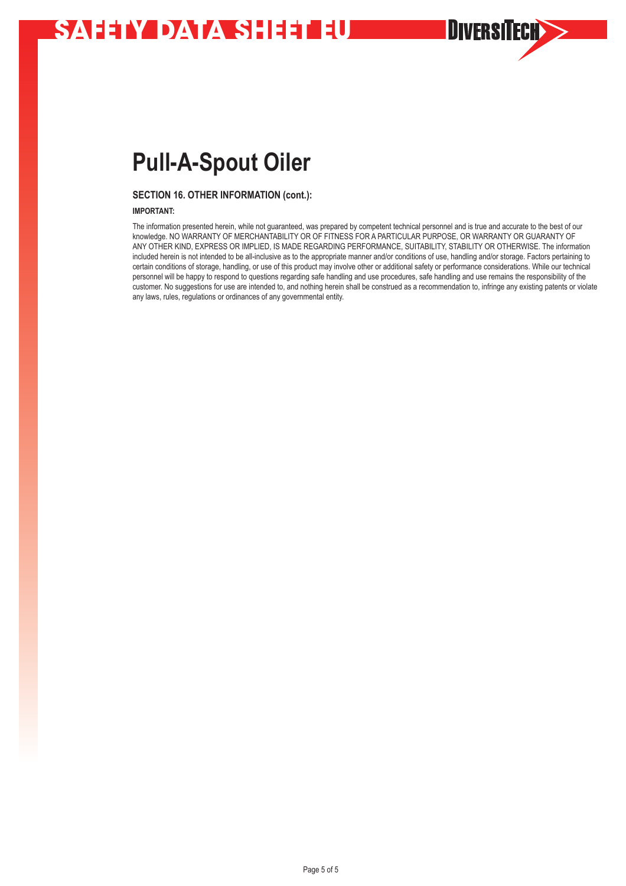# Pull-A-Spout Oiler

### SECTION 16. OTHER INFORMATION (cont.):

**IMPORTANT:**

The information presented herein, while not guaranteed, was prepared by competent technical personnel and is true and accurate to the best of our knowledge. NO WARRANTY OF MERCHANTABILITY OR OF FITNESS FOR A PARTICULAR PURPOSE, OR WARRANTY OR GUARANTY OF ANY OTHER KIND, EXPRESS OR IMPLIED, IS MADE REGARDING PERFORMANCE, SUITABILITY, STABILITY OR OTHERWISE. The information included herein is not intended to be all-inclusive as to the appropriate manner and/or conditions of use, handling and/or storage. Factors pertaining to certain conditions of storage, handling, or use of this product may involve other or additional safety or performance considerations. While our technical personnel will be happy to respond to questions regarding safe handling and use procedures, safe handling and use remains the responsibility of the customer. No suggestions for use are intended to, and nothing herein shall be construed as a recommendation to, infringe any existing patents or violate any laws, rules, regulations or ordinances of any governmental entity.